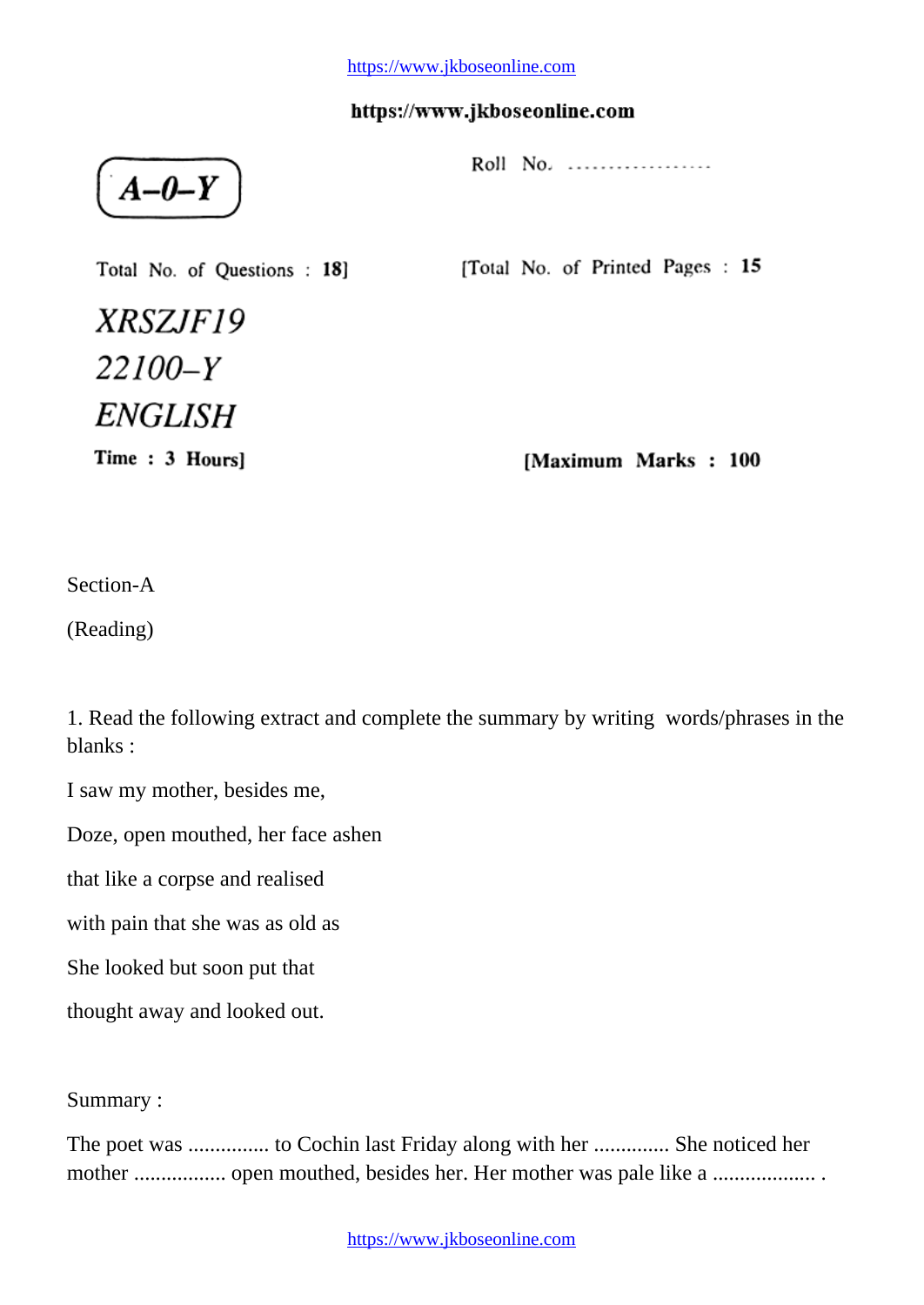A–0–Y

Roll No. ..................

Total No. of Questions : 18]

[Total No. of Printed Pages : 15

*XRSZJF19*

*22100–Y*

*ENGLISH*

Time : 3 Hours]

[Maximum Marks : 100

Section-A

(Reading)

1. Read the following extract and complete the summary by writing words/phrases in the blanks :

I saw my mother, besides me,

Doze, open mouthed, her face ashen

that like a corpse and realised

with pain that she was as old as

She looked but soon put that

thought away and looked out.

Summary :

The poet was ............... to Cochin last Friday along with her .............. She noticed her mother ................. open mouthed, besides her. Her mother was pale like a ................... .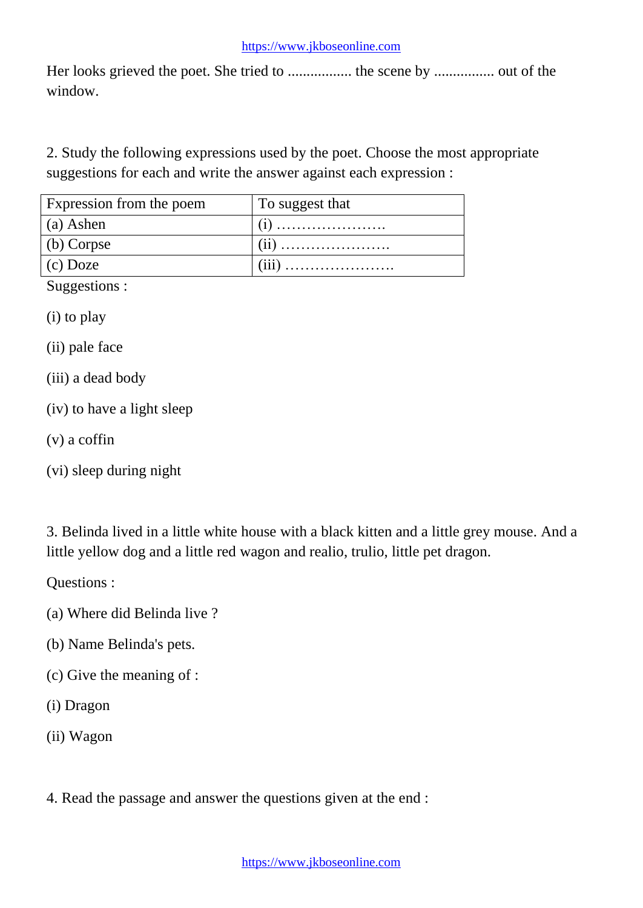Her looks grieved the poet. She tried to ................. the scene by ................ out of the window.

2. Study the following expressions used by the poet. Choose the most appropriate suggestions for each and write the answer against each expression :

| Fxpression from the poem | To suggest that |
|---|---|
| (a) Ashen | (i) …………………. |
| (b) Corpse | (ii) …………………. |
| (c) Doze | (iii) …………………. |

Suggestions :

(i) to play

(ii) pale face

(iii) a dead body

(iv) to have a light sleep

(v) a coffin

(vi) sleep during night

3. Belinda lived in a little white house with a black kitten and a little grey mouse. And a little yellow dog and a little red wagon and realio, trulio, little pet dragon.

Questions :

(a) Where did Belinda live ?

(b) Name Belinda's pets.

(c) Give the meaning of :

(i) Dragon

(ii) Wagon

4. Read the passage and answer the questions given at the end :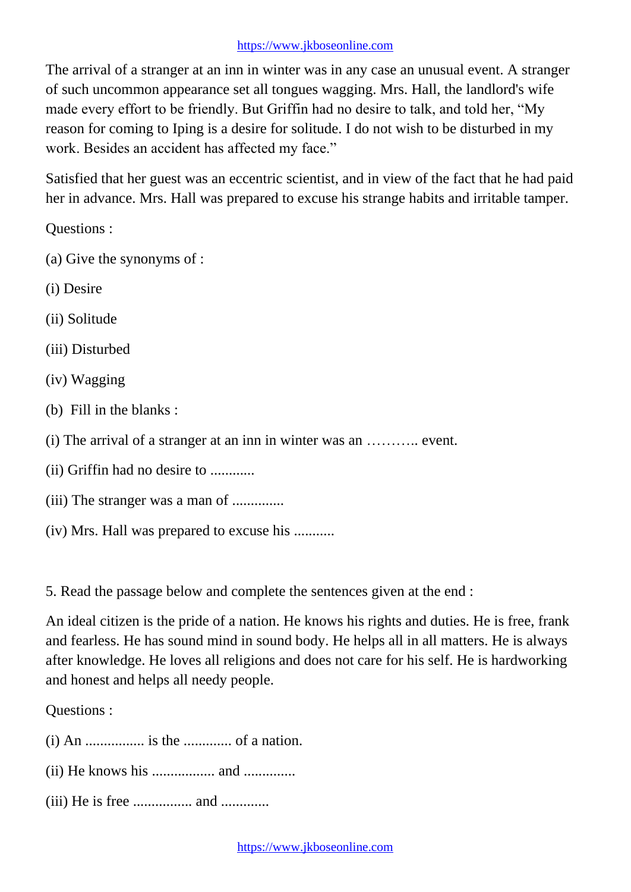The arrival of a stranger at an inn in winter was in any case an unusual event. A stranger of such uncommon appearance set all tongues wagging. Mrs. Hall, the landlord's wife made every effort to be friendly. But Griffin had no desire to talk, and told her, "My reason for coming to Iping is a desire for solitude. I do not wish to be disturbed in my work. Besides an accident has affected my face."

Satisfied that her guest was an eccentric scientist, and in view of the fact that he had paid her in advance. Mrs. Hall was prepared to excuse his strange habits and irritable tamper.

Questions :

(a) Give the synonyms of :

(i) Desire

(ii) Solitude

(iii) Disturbed

(iv) Wagging

(b) Fill in the blanks :

(i) The arrival of a stranger at an inn in winter was an ……….. event.

(ii) Griffin had no desire to ............

(iii) The stranger was a man of ..............

(iv) Mrs. Hall was prepared to excuse his ...........

5. Read the passage below and complete the sentences given at the end :

An ideal citizen is the pride of a nation. He knows his rights and duties. He is free, frank and fearless. He has sound mind in sound body. He helps all in all matters. He is always after knowledge. He loves all religions and does not care for his self. He is hardworking and honest and helps all needy people.

Questions :

(i) An ................ is the ............. of a nation.

(ii) He knows his ................. and ..............

(iii) He is free ................ and .............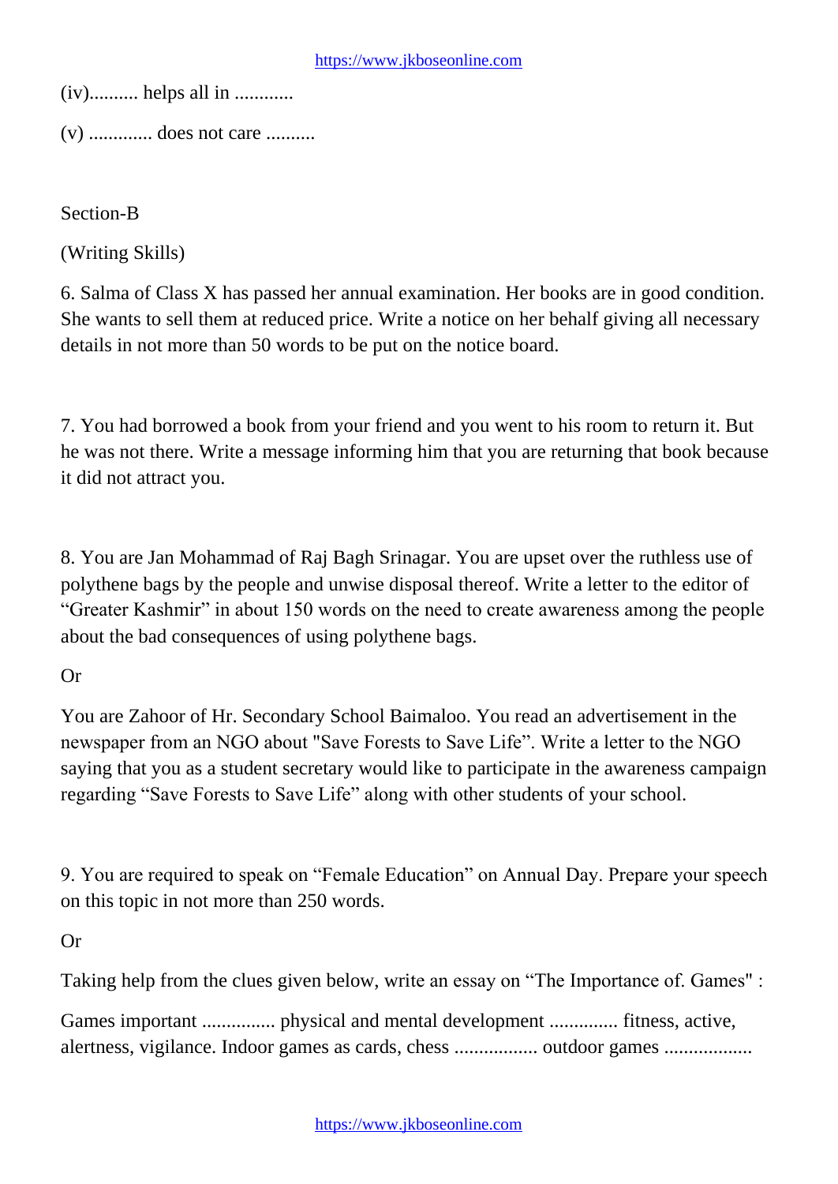(iv).......... helps all in ............

(v) ............. does not care ..........

Section-B

(Writing Skills)

6. Salma of Class X has passed her annual examination. Her books are in good condition. She wants to sell them at reduced price. Write a notice on her behalf giving all necessary details in not more than 50 words to be put on the notice board.

7. You had borrowed a book from your friend and you went to his room to return it. But he was not there. Write a message informing him that you are returning that book because it did not attract you.

8. You are Jan Mohammad of Raj Bagh Srinagar. You are upset over the ruthless use of polythene bags by the people and unwise disposal thereof. Write a letter to the editor of "Greater Kashmir" in about 150 words on the need to create awareness among the people about the bad consequences of using polythene bags.

Or

You are Zahoor of Hr. Secondary School Baimaloo. You read an advertisement in the newspaper from an NGO about "Save Forests to Save Life". Write a letter to the NGO saying that you as a student secretary would like to participate in the awareness campaign regarding "Save Forests to Save Life" along with other students of your school.

9. You are required to speak on "Female Education" on Annual Day. Prepare your speech on this topic in not more than 250 words.

Or

Taking help from the clues given below, write an essay on "The Importance of. Games" :

Games important ............... physical and mental development .............. fitness, active, alertness, vigilance. Indoor games as cards, chess ................. outdoor games ..................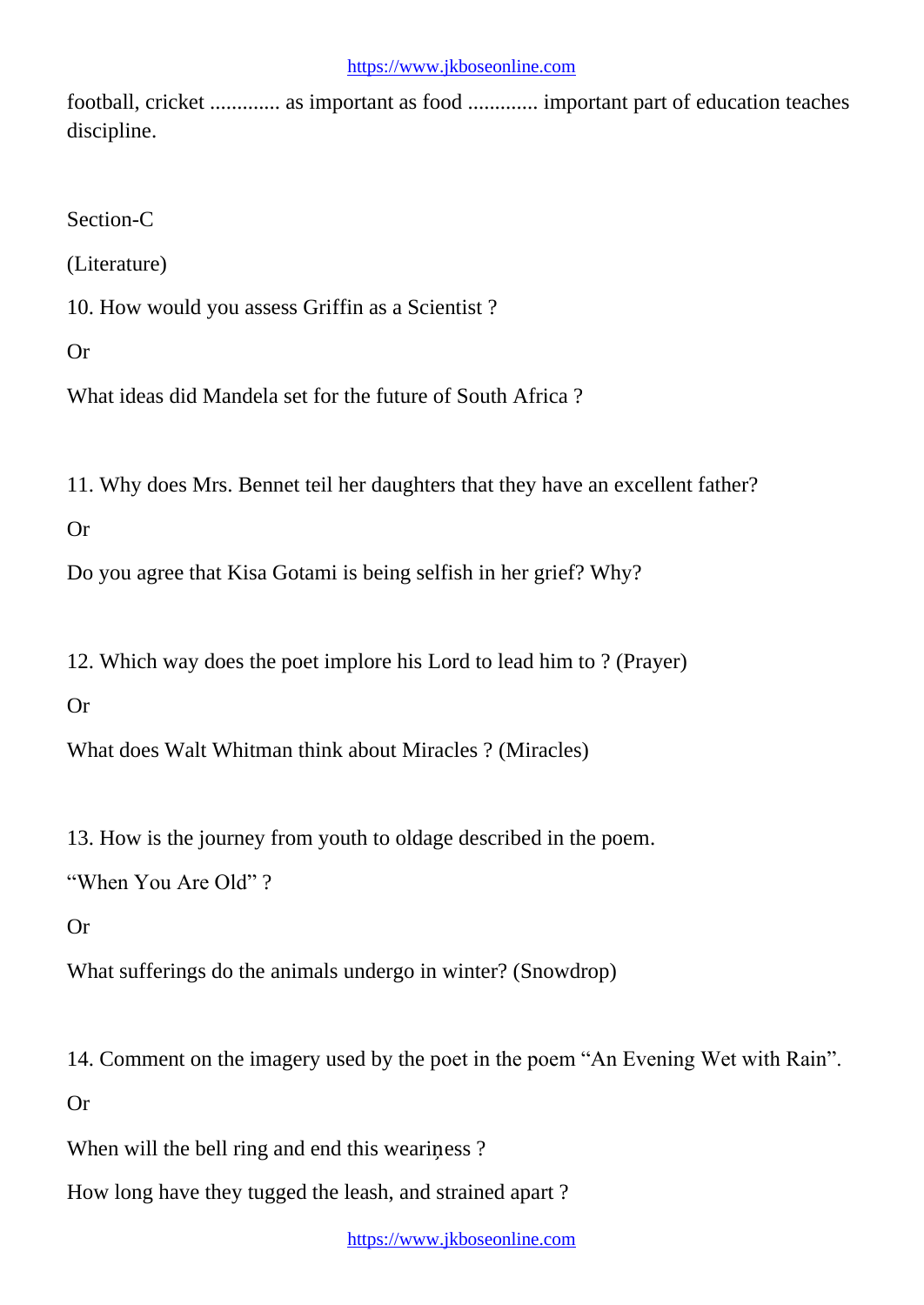football, cricket ............ as important as food ............ important part of education teaches discipline.

Section-C

(Literature)

10. How would you assess Griffin as a Scientist ?

Or

What ideas did Mandela set for the future of South Africa ?

11. Why does Mrs. Bennet teil her daughters that they have an excellent father?

Or

Do you agree that Kisa Gotami is being selfish in her grief? Why?

12. Which way does the poet implore his Lord to lead him to ? (Prayer)

Or

What does Walt Whitman think about Miracles ? (Miracles)

13. How is the journey from youth to oldage described in the poem.

"When You Are Old" ?

Or

What sufferings do the animals undergo in winter? (Snowdrop)

14. Comment on the imagery used by the poet in the poem "An Evening Wet with Rain".

Or

When will the bell ring and end this weariness ?

How long have they tugged the leash, and strained apart ?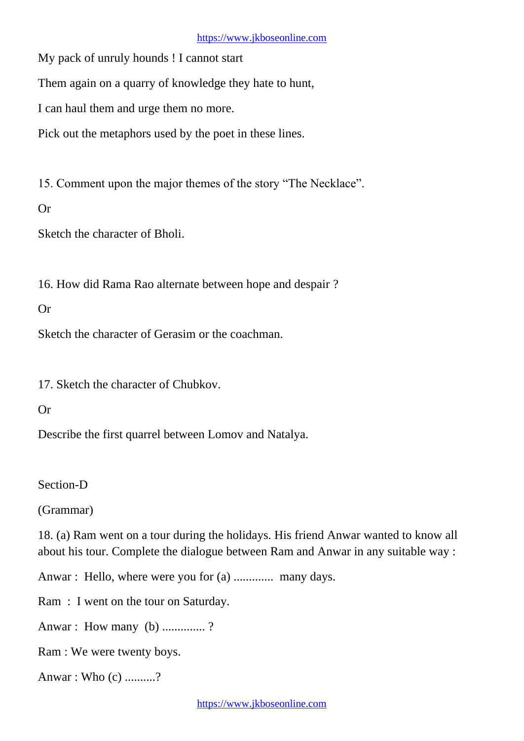My pack of unruly hounds ! I cannot start

Them again on a quarry of knowledge they hate to hunt,

I can haul them and urge them no more.

Pick out the metaphors used by the poet in these lines.

15. Comment upon the major themes of the story "The Necklace".

Or

Sketch the character of Bholi.

16. How did Rama Rao alternate between hope and despair ?

Or

Sketch the character of Gerasim or the coachman.

17. Sketch the character of Chubkov.

Or

Describe the first quarrel between Lomov and Natalya.

## Section-D

### (Grammar)

18. (a) Ram went on a tour during the holidays. His friend Anwar wanted to know all about his tour. Complete the dialogue between Ram and Anwar in any suitable way :

Anwar : Hello, where were you for (a) ............. many days.

Ram : I went on the tour on Saturday.

Anwar : How many (b) .............. ?

Ram : We were twenty boys.

Anwar : Who (c) ..........?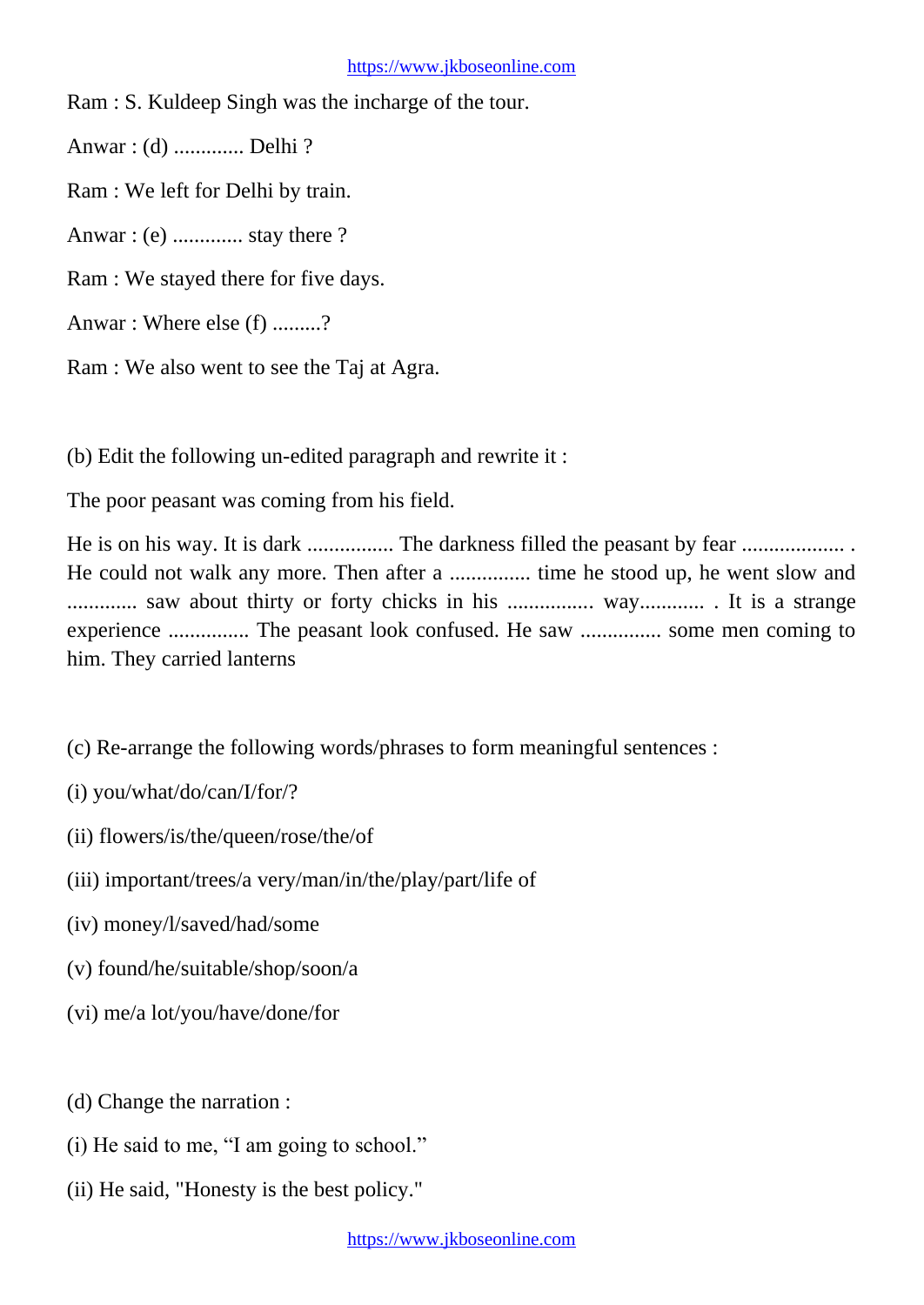Ram : S. Kuldeep Singh was the incharge of the tour.

Anwar : (d) ............. Delhi ?

Ram : We left for Delhi by train.

Anwar : (e) ............. stay there ?

Ram : We stayed there for five days.

Anwar : Where else (f) .........?

Ram : We also went to see the Taj at Agra.

(b) Edit the following un-edited paragraph and rewrite it :

The poor peasant was coming from his field.

He is on his way. It is dark ................ The darkness filled the peasant by fear ................... . He could not walk any more. Then after a ............... time he stood up, he went slow and ............. saw about thirty or forty chicks in his ................ way............ . It is a strange experience ............... The peasant look confused. He saw ............... some men coming to him. They carried lanterns

(c) Re-arrange the following words/phrases to form meaningful sentences :

(i) you/what/do/can/I/for/?

(ii) flowers/is/the/queen/rose/the/of

(iii) important/trees/a very/man/in/the/play/part/life of

(iv) money/l/saved/had/some

(v) found/he/suitable/shop/soon/a

(vi) me/a lot/you/have/done/for

(d) Change the narration :

(i) He said to me, “I am going to school.”

(ii) He said, "Honesty is the best policy."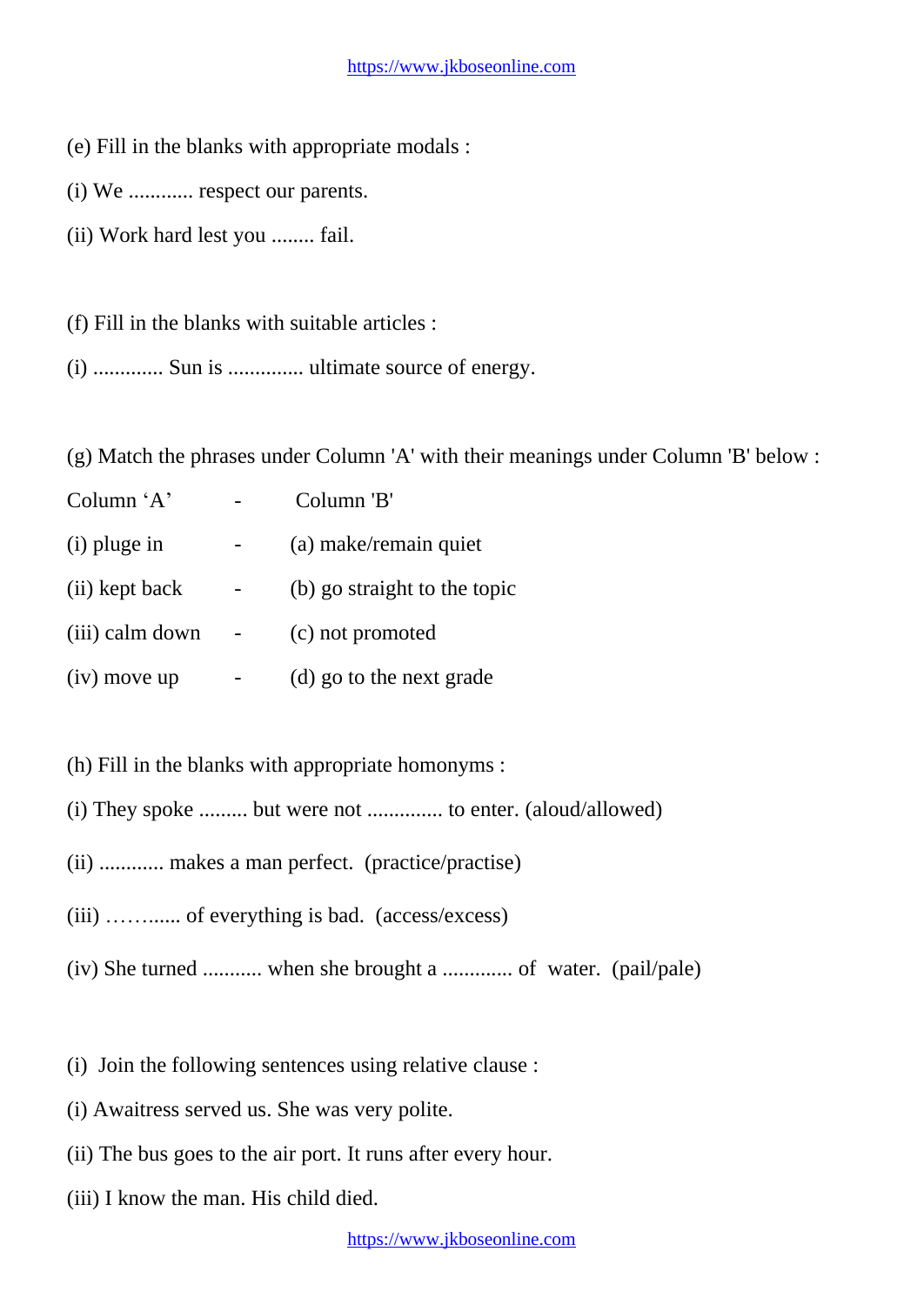(e) Fill in the blanks with appropriate modals :

(i) We ............ respect our parents.

(ii) Work hard lest you ........ fail.

(f) Fill in the blanks with suitable articles :

(i) ............. Sun is .............. ultimate source of energy.

(g) Match the phrases under Column 'A' with their meanings under Column 'B' below :

| Column 'A' | - | Column 'B' |
|---|---|---|
| (i) pluge in | - | (a) make/remain quiet |
| (ii) kept back | - | (b) go straight to the topic |
| (iii) calm down | - | (c) not promoted |
| (iv) move up | - | (d) go to the next grade |

(h) Fill in the blanks with appropriate homonyms :

(i) They spoke ......... but were not .............. to enter. (aloud/allowed)

(ii) ............ makes a man perfect. (practice/practise)

(iii) ……...... of everything is bad. (access/excess)

(iv) She turned ........... when she brought a ............. of water. (pail/pale)

(i) Join the following sentences using relative clause :

(i) Awaitress served us. She was very polite.

(ii) The bus goes to the air port. It runs after every hour.

(iii) I know the man. His child died.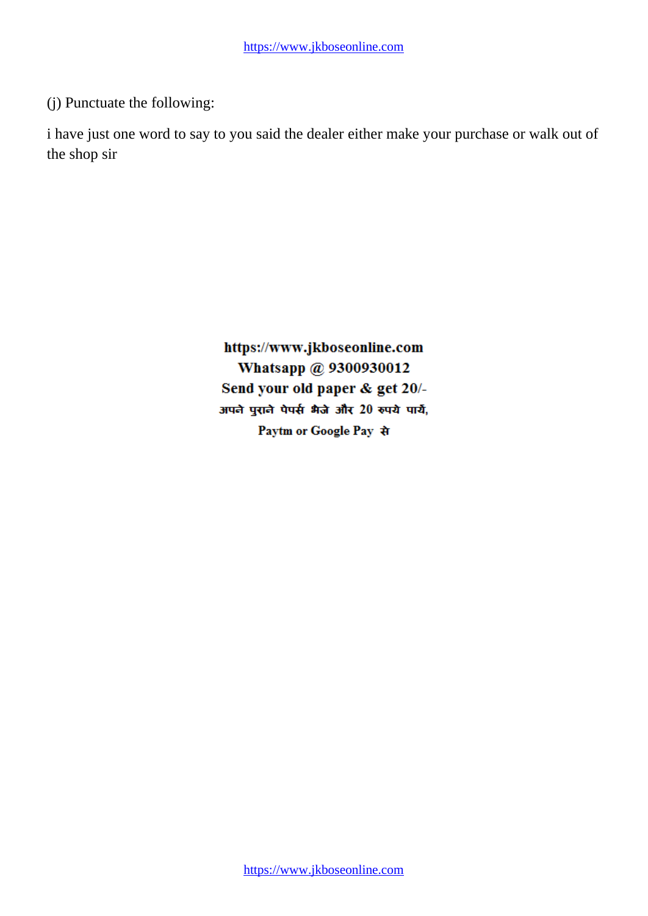(j) Punctuate the following:

i have just one word to say to you said the dealer either make your purchase or walk out of the shop sir

**https://www.jkboseonline.com**
**Whatsapp @ 9300930012**
**Send your old paper & get 20/-**
**अपने पुराने पेपर्स भेजे और 20 रुपये पायें,**
**Paytm or Google Pay से**